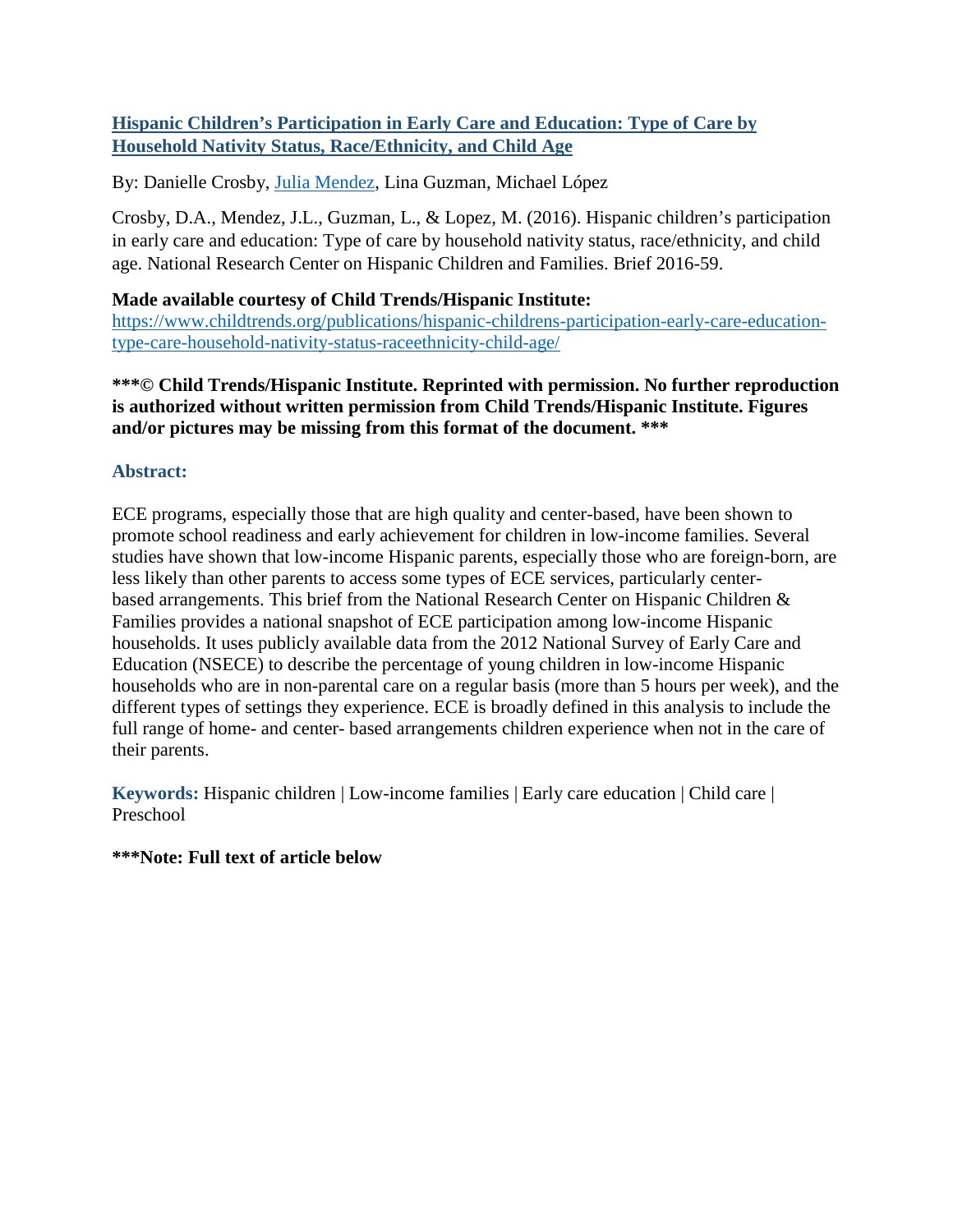**[Hispanic Children's Participation in Early Care and Education: Type of Care by Household Nativity Status, Race/Ethnicity, and Child Age](https://www.childtrends.org/publications/hispanic-childrens-participation-early-care-education-type-care-household-nativity-status-raceethnicity-child-age/)**

By: Danielle Crosby, [Julia Mendez](#), Lina Guzman, Michael López

Crosby, D.A., Mendez, J.L., Guzman, L., & Lopez, M. (2016). Hispanic children's participation in early care and education: Type of care by household nativity status, race/ethnicity, and child age. National Research Center on Hispanic Children and Families. Brief 2016-59.

**Made available courtesy of Child Trends/Hispanic Institute:**
[https://www.childtrends.org/publications/hispanic-childrens-participation-early-care-education-type-care-household-nativity-status-raceethnicity-child-age/](https://www.childtrends.org/publications/hispanic-childrens-participation-early-care-education-type-care-household-nativity-status-raceethnicity-child-age/)

**\*\*\*© Child Trends/Hispanic Institute. Reprinted with permission. No further reproduction is authorized without written permission from Child Trends/Hispanic Institute. Figures and/or pictures may be missing from this format of the document. \*\*\***

### Abstract:

ECE programs, especially those that are high quality and center-based, have been shown to promote school readiness and early achievement for children in low-income families. Several studies have shown that low-income Hispanic parents, especially those who are foreign-born, are less likely than other parents to access some types of ECE services, particularly center-based arrangements. This brief from the National Research Center on Hispanic Children & Families provides a national snapshot of ECE participation among low-income Hispanic households. It uses publicly available data from the 2012 National Survey of Early Care and Education (NSECE) to describe the percentage of young children in low-income Hispanic households who are in non-parental care on a regular basis (more than 5 hours per week), and the different types of settings they experience. ECE is broadly defined in this analysis to include the full range of home- and center- based arrangements children experience when not in the care of their parents.

**Keywords:** Hispanic children | Low-income families | Early care education | Child care | Preschool

**\*\*\*Note: Full text of article below**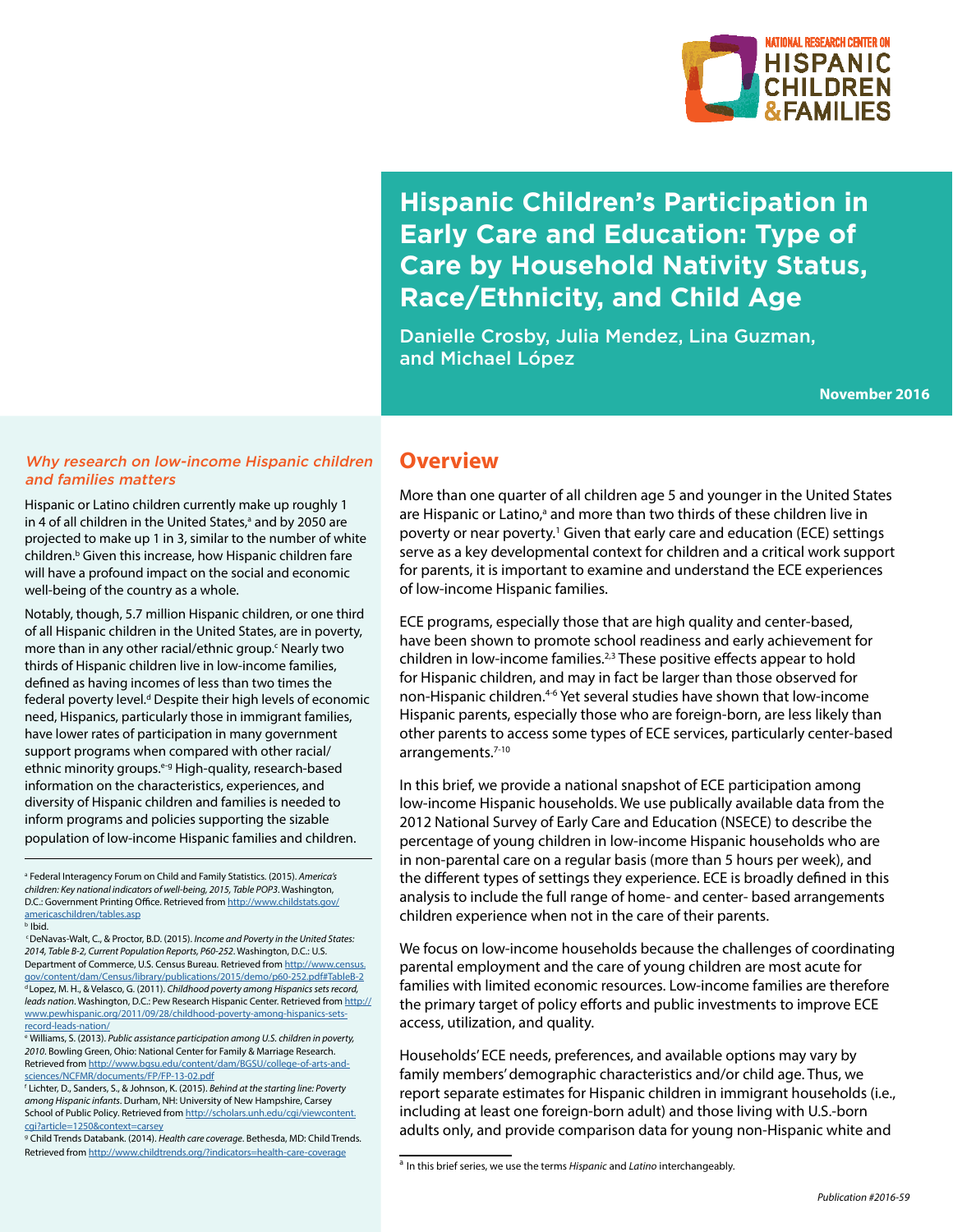# Hispanic Children's Participation in Early Care and Education: Type of Care by Household Nativity Status, Race/Ethnicity, and Child Age

Danielle Crosby, Julia Mendez, Lina Guzman, and Michael López

**November 2016**

## Overview

More than one quarter of all children age 5 and younger in the United States are Hispanic or Latino,[a] and more than two thirds of these children live in poverty or near poverty.[1] Given that early care and education (ECE) settings serve as a key developmental context for children and a critical work support for parents, it is important to examine and understand the ECE experiences of low-income Hispanic families.

ECE programs, especially those that are high quality and center-based, have been shown to promote school readiness and early achievement for children in low-income families.[2,3] These positive effects appear to hold for Hispanic children, and may in fact be larger than those observed for non-Hispanic children.[4-6] Yet several studies have shown that low-income Hispanic parents, especially those who are foreign-born, are less likely than other parents to access some types of ECE services, particularly center-based arrangements.[7-10]

In this brief, we provide a national snapshot of ECE participation among low-income Hispanic households. We use publically available data from the 2012 National Survey of Early Care and Education (NSECE) to describe the percentage of young children in low-income Hispanic households who are in non-parental care on a regular basis (more than 5 hours per week), and the different types of settings they experience. ECE is broadly defined in this analysis to include the full range of home- and center- based arrangements children experience when not in the care of their parents.

We focus on low-income households because the challenges of coordinating parental employment and the care of young children are most acute for families with limited economic resources. Low-income families are therefore the primary target of policy efforts and public investments to improve ECE access, utilization, and quality.

Households' ECE needs, preferences, and available options may vary by family members' demographic characteristics and/or child age. Thus, we report separate estimates for Hispanic children in immigrant households (i.e., including at least one foreign-born adult) and those living with U.S.-born adults only, and provide comparison data for young non-Hispanic white and

[a] In this brief series, we use the terms *Hispanic* and *Latino* interchangeably.

### *Why research on low-income Hispanic children and families matters*

Hispanic or Latino children currently make up roughly 1 in 4 of all children in the United States,[a] and by 2050 are projected to make up 1 in 3, similar to the number of white children.[b] Given this increase, how Hispanic children fare will have a profound impact on the social and economic well-being of the country as a whole.

Notably, though, 5.7 million Hispanic children, or one third of all Hispanic children in the United States, are in poverty, more than in any other racial/ethnic group.[c] Nearly two thirds of Hispanic children live in low-income families, defined as having incomes of less than two times the federal poverty level.[d] Despite their high levels of economic need, Hispanics, particularly those in immigrant families, have lower rates of participation in many government support programs when compared with other racial/ethnic minority groups.[e-g] High-quality, research-based information on the characteristics, experiences, and diversity of Hispanic children and families is needed to inform programs and policies supporting the sizable population of low-income Hispanic families and children.

[a] Federal Interagency Forum on Child and Family Statistics. (2015). *America's children: Key national indicators of well-being, 2015, Table POP3*. Washington, D.C.: Government Printing Office. Retrieved from http://www.childstats.gov/americaschildren/tables.asp

[b] Ibid.

[c] DeNavas-Walt, C., & Proctor, B.D. (2015). *Income and Poverty in the United States: 2014, Table B-2, Current Population Reports, P60-252*. Washington, D.C.: U.S. Department of Commerce, U.S. Census Bureau. Retrieved from http://www.census.gov/content/dam/Census/library/publications/2015/demo/p60-252.pdf#TableB-2

[d] Lopez, M. H., & Velasco, G. (2011). *Childhood poverty among Hispanics sets record, leads nation*. Washington, D.C.: Pew Research Hispanic Center. Retrieved from http://www.pewhispanic.org/2011/09/28/childhood-poverty-among-hispanics-sets-record-leads-nation/

[e] Williams, S. (2013). *Public assistance participation among U.S. children in poverty, 2010*. Bowling Green, Ohio: National Center for Family & Marriage Research. Retrieved from http://www.bgsu.edu/content/dam/BGSU/college-of-arts-and-sciences/NCFMR/documents/FP/FP-13-02.pdf

[f] Lichter, D., Sanders, S., & Johnson, K. (2015). *Behind at the starting line: Poverty among Hispanic infants*. Durham, NH: University of New Hampshire, Carsey School of Public Policy. Retrieved from http://scholars.unh.edu/cgi/viewcontent.cgi?article=1250&context=carsey

[g] Child Trends Databank. (2014). *Health care coverage*. Bethesda, MD: Child Trends. Retrieved from http://www.childtrends.org/?indicators=health-care-coverage

Publication #2016-59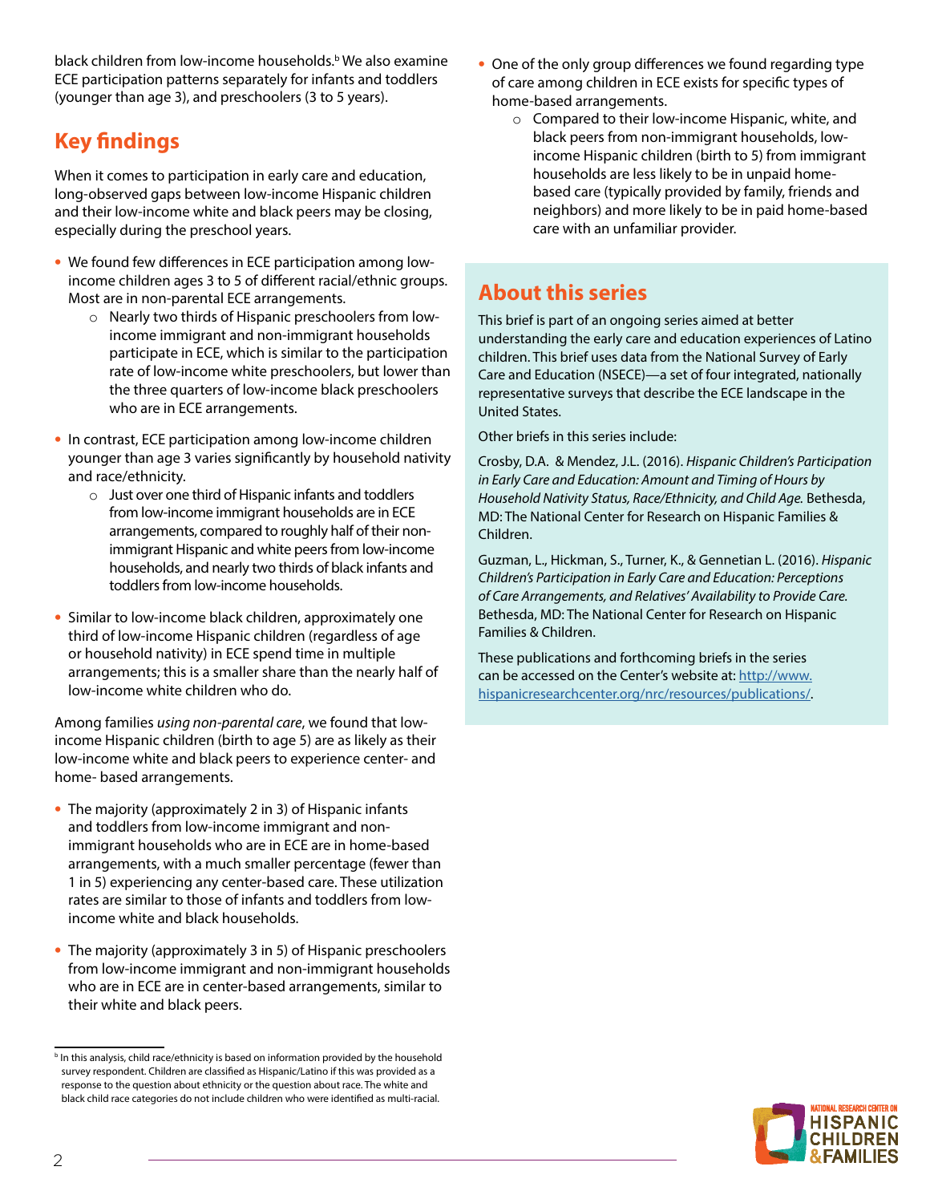black children from low-income households.[b] We also examine ECE participation patterns separately for infants and toddlers (younger than age 3), and preschoolers (3 to 5 years).

## Key findings

When it comes to participation in early care and education, long-observed gaps between low-income Hispanic children and their low-income white and black peers may be closing, especially during the preschool years.

- We found few differences in ECE participation among low-income children ages 3 to 5 of different racial/ethnic groups. Most are in non-parental ECE arrangements.
  - Nearly two thirds of Hispanic preschoolers from low-income immigrant and non-immigrant households participate in ECE, which is similar to the participation rate of low-income white preschoolers, but lower than the three quarters of low-income black preschoolers who are in ECE arrangements.
- In contrast, ECE participation among low-income children younger than age 3 varies significantly by household nativity and race/ethnicity.
  - Just over one third of Hispanic infants and toddlers from low-income immigrant households are in ECE arrangements, compared to roughly half of their non-immigrant Hispanic and white peers from low-income households, and nearly two thirds of black infants and toddlers from low-income households.
- Similar to low-income black children, approximately one third of low-income Hispanic children (regardless of age or household nativity) in ECE spend time in multiple arrangements; this is a smaller share than the nearly half of low-income white children who do.

Among families *using non-parental care*, we found that low-income Hispanic children (birth to age 5) are as likely as their low-income white and black peers to experience center- and home- based arrangements.

- The majority (approximately 2 in 3) of Hispanic infants and toddlers from low-income immigrant and non-immigrant households who are in ECE are in home-based arrangements, with a much smaller percentage (fewer than 1 in 5) experiencing any center-based care. These utilization rates are similar to those of infants and toddlers from low-income white and black households.
- The majority (approximately 3 in 5) of Hispanic preschoolers from low-income immigrant and non-immigrant households who are in ECE are in center-based arrangements, similar to their white and black peers.
- One of the only group differences we found regarding type of care among children in ECE exists for specific types of home-based arrangements.
  - Compared to their low-income Hispanic, white, and black peers from non-immigrant households, low-income Hispanic children (birth to 5) from immigrant households are less likely to be in unpaid home-based care (typically provided by family, friends and neighbors) and more likely to be in paid home-based care with an unfamiliar provider.

## About this series

This brief is part of an ongoing series aimed at better understanding the early care and education experiences of Latino children. This brief uses data from the National Survey of Early Care and Education (NSECE)—a set of four integrated, nationally representative surveys that describe the ECE landscape in the United States.

Other briefs in this series include:

Crosby, D.A. & Mendez, J.L. (2016). *Hispanic Children's Participation in Early Care and Education: Amount and Timing of Hours by Household Nativity Status, Race/Ethnicity, and Child Age.* Bethesda, MD: The National Center for Research on Hispanic Families & Children.

Guzman, L., Hickman, S., Turner, K., & Gennetian L. (2016). *Hispanic Children's Participation in Early Care and Education: Perceptions of Care Arrangements, and Relatives' Availability to Provide Care.* Bethesda, MD: The National Center for Research on Hispanic Families & Children.

These publications and forthcoming briefs in the series can be accessed on the Center's website at: http://www.hispanicresearchcenter.org/nrc/resources/publications/.

[b] In this analysis, child race/ethnicity is based on information provided by the household survey respondent. Children are classified as Hispanic/Latino if this was provided as a response to the question about ethnicity or the question about race. The white and black child race categories do not include children who were identified as multi-racial.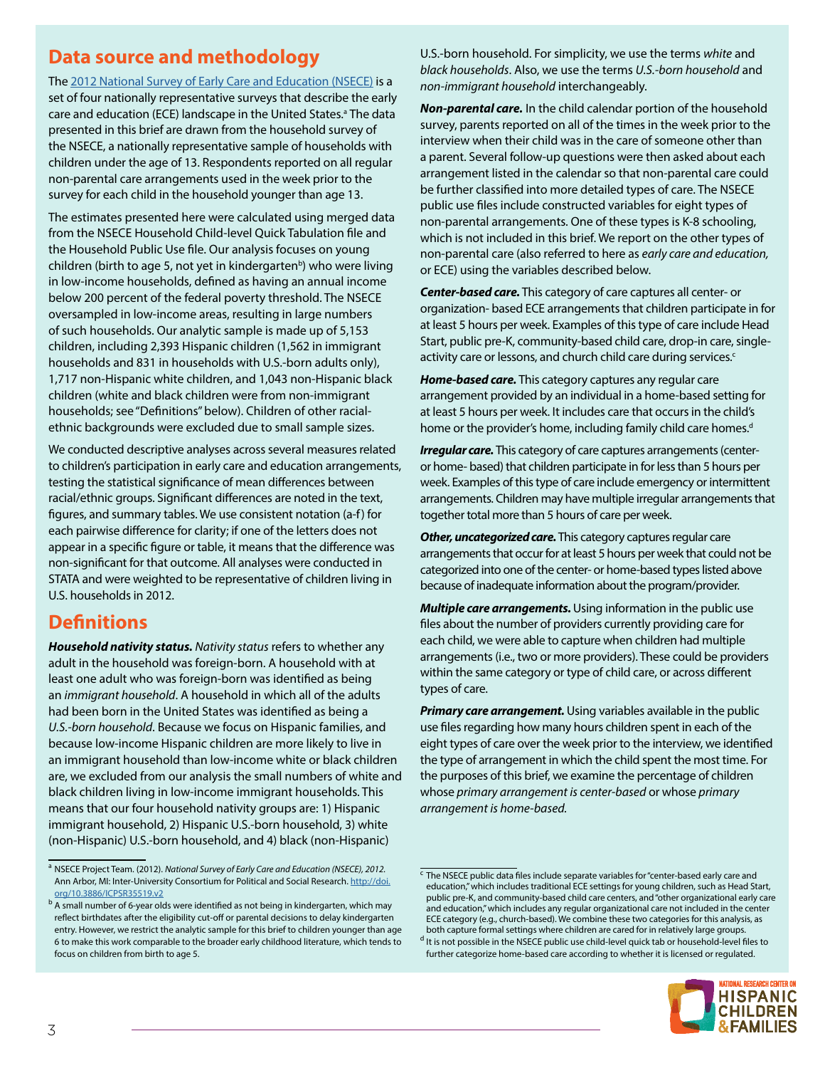## Data source and methodology

The [2012 National Survey of Early Care and Education (NSECE)](http://doi.org/10.3886/ICPSR35519.v2) is a set of four nationally representative surveys that describe the early care and education (ECE) landscape in the United States.[a] The data presented in this brief are drawn from the household survey of the NSECE, a nationally representative sample of households with children under the age of 13. Respondents reported on all regular non-parental care arrangements used in the week prior to the survey for each child in the household younger than age 13.

The estimates presented here were calculated using merged data from the NSECE Household Child-level Quick Tabulation file and the Household Public Use file. Our analysis focuses on young children (birth to age 5, not yet in kindergarten[b]) who were living in low-income households, defined as having an annual income below 200 percent of the federal poverty threshold. The NSECE oversampled in low-income areas, resulting in large numbers of such households. Our analytic sample is made up of 5,153 children, including 2,393 Hispanic children (1,562 in immigrant households and 831 in households with U.S.-born adults only), 1,717 non-Hispanic white children, and 1,043 non-Hispanic black children (white and black children were from non-immigrant households; see "Definitions" below). Children of other racial-ethnic backgrounds were excluded due to small sample sizes.

We conducted descriptive analyses across several measures related to children's participation in early care and education arrangements, testing the statistical significance of mean differences between racial/ethnic groups. Significant differences are noted in the text, figures, and summary tables. We use consistent notation (a-f) for each pairwise difference for clarity; if one of the letters does not appear in a specific figure or table, it means that the difference was non-significant for that outcome. All analyses were conducted in STATA and were weighted to be representative of children living in U.S. households in 2012.

## Definitions

***Household nativity status.*** *Nativity status* refers to whether any adult in the household was foreign-born. A household with at least one adult who was foreign-born was identified as being an *immigrant household*. A household in which all of the adults had been born in the United States was identified as being a *U.S.-born household*. Because we focus on Hispanic families, and because low-income Hispanic children are more likely to live in an immigrant household than low-income white or black children are, we excluded from our analysis the small numbers of white and black children living in low-income immigrant households. This means that our four household nativity groups are: 1) Hispanic immigrant household, 2) Hispanic U.S.-born household, 3) white (non-Hispanic) U.S.-born household, and 4) black (non-Hispanic) U.S.-born household. For simplicity, we use the terms *white* and *black households*. Also, we use the terms *U.S.-born household* and *non-immigrant household* interchangeably.

***Non-parental care.*** In the child calendar portion of the household survey, parents reported on all of the times in the week prior to the interview when their child was in the care of someone other than a parent. Several follow-up questions were then asked about each arrangement listed in the calendar so that non-parental care could be further classified into more detailed types of care. The NSECE public use files include constructed variables for eight types of non-parental arrangements. One of these types is K-8 schooling, which is not included in this brief. We report on the other types of non-parental care (also referred to here as *early care and education,* or ECE) using the variables described below.

***Center-based care.*** This category of care captures all center- or organization- based ECE arrangements that children participate in for at least 5 hours per week. Examples of this type of care include Head Start, public pre-K, community-based child care, drop-in care, single-activity care or lessons, and church child care during services.[c]

***Home-based care.*** This category captures any regular care arrangement provided by an individual in a home-based setting for at least 5 hours per week. It includes care that occurs in the child's home or the provider's home, including family child care homes.[d]

***Irregular care.*** This category of care captures arrangements (center- or home- based) that children participate in for less than 5 hours per week. Examples of this type of care include emergency or intermittent arrangements. Children may have multiple irregular arrangements that together total more than 5 hours of care per week.

***Other, uncategorized care.*** This category captures regular care arrangements that occur for at least 5 hours per week that could not be categorized into one of the center- or home-based types listed above because of inadequate information about the program/provider.

***Multiple care arrangements.*** Using information in the public use files about the number of providers currently providing care for each child, we were able to capture when children had multiple arrangements (i.e., two or more providers). These could be providers within the same category or type of child care, or across different types of care.

***Primary care arrangement.*** Using variables available in the public use files regarding how many hours children spent in each of the eight types of care over the week prior to the interview, we identified the type of arrangement in which the child spent the most time. For the purposes of this brief, we examine the percentage of children whose *primary arrangement is center-based* or whose *primary arrangement is home-based.*

---

[a] NSECE Project Team. (2012). *National Survey of Early Care and Education (NSECE), 2012.* Ann Arbor, MI: Inter-University Consortium for Political and Social Research. [http://doi.org/10.3886/ICPSR35519.v2](http://doi.org/10.3886/ICPSR35519.v2)

[b] A small number of 6-year olds were identified as not being in kindergarten, which may reflect birthdates after the eligibility cut-off or parental decisions to delay kindergarten entry. However, we restrict the analytic sample for this brief to children younger than age 6 to make this work comparable to the broader early childhood literature, which tends to focus on children from birth to age 5.

[c] The NSECE public data files include separate variables for "center-based early care and education," which includes traditional ECE settings for young children, such as Head Start, public pre-K, and community-based child care centers, and "other organizational early care and education," which includes any regular organizational care not included in the center ECE category (e.g., church-based). We combine these two categories for this analysis, as both capture formal settings where children are cared for in relatively large groups.

[d] It is not possible in the NSECE public use child-level quick tab or household-level files to further categorize home-based care according to whether it is licensed or regulated.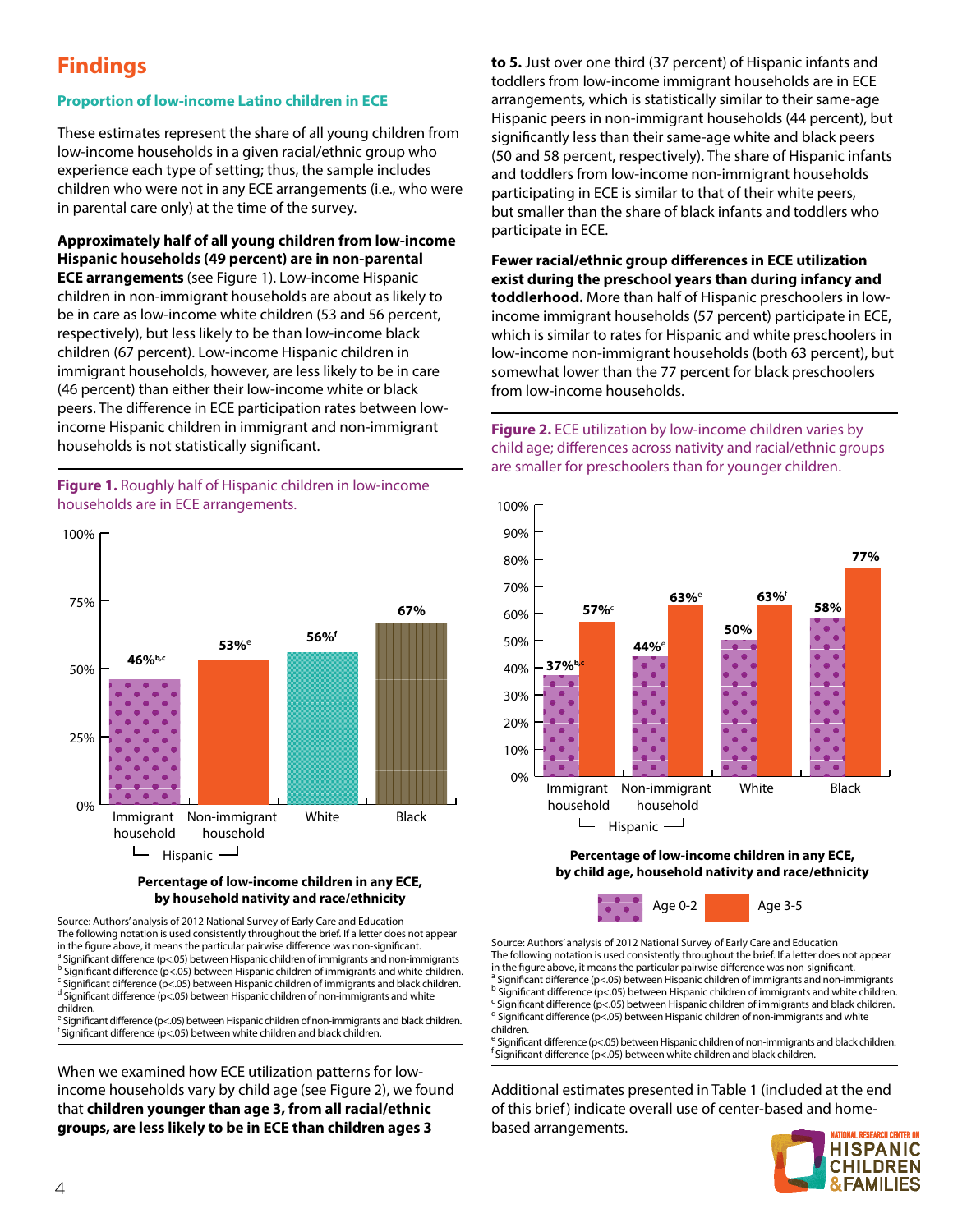## Findings

### Proportion of low-income Latino children in ECE

These estimates represent the share of all young children from low-income households in a given racial/ethnic group who experience each type of setting; thus, the sample includes children who were not in any ECE arrangements (i.e., who were in parental care only) at the time of the survey.

**Approximately half of all young children from low-income Hispanic households (49 percent) are in non-parental ECE arrangements** (see Figure 1). Low-income Hispanic children in non-immigrant households are about as likely to be in care as low-income white children (53 and 56 percent, respectively), but less likely to be than low-income black children (67 percent). Low-income Hispanic children in immigrant households, however, are less likely to be in care (46 percent) than either their low-income white or black peers. The difference in ECE participation rates between low-income Hispanic children in immigrant and non-immigrant households is not statistically significant.

**Figure 1.** Roughly half of Hispanic children in low-income households are in ECE arrangements.

**Percentage of low-income children in any ECE, by household nativity and race/ethnicity**

| Group | Percent |
|---|---|
| Hispanic – Immigrant household | 46%[b,c] |
| Hispanic – Non-immigrant household | 53%[e] |
| White | 56%[f] |
| Black | 67% |

Source: Authors' analysis of 2012 National Survey of Early Care and Education
The following notation is used consistently throughout the brief. If a letter does not appear in the figure above, it means the particular pairwise difference was non-significant.
[a] Significant difference ($p<.05$) between Hispanic children of immigrants and non-immigrants
[b] Significant difference ($p<.05$) between Hispanic children of immigrants and white children.
[c] Significant difference ($p<.05$) between Hispanic children of immigrants and black children.
[d] Significant difference ($p<.05$) between Hispanic children of non-immigrants and white children.
[e] Significant difference ($p<.05$) between Hispanic children of non-immigrants and black children.
[f] Significant difference ($p<.05$) between white children and black children.

When we examined how ECE utilization patterns for low-income households vary by child age (see Figure 2), we found that **children younger than age 3, from all racial/ethnic groups, are less likely to be in ECE than children ages 3 to 5.** Just over one third (37 percent) of Hispanic infants and toddlers from low-income immigrant households are in ECE arrangements, which is statistically similar to their same-age Hispanic peers in non-immigrant households (44 percent), but significantly less than their same-age white and black peers (50 and 58 percent, respectively). The share of Hispanic infants and toddlers from low-income non-immigrant households participating in ECE is similar to that of their white peers, but smaller than the share of black infants and toddlers who participate in ECE.

**Fewer racial/ethnic group differences in ECE utilization exist during the preschool years than during infancy and toddlerhood.** More than half of Hispanic preschoolers in low-income immigrant households (57 percent) participate in ECE, which is similar to rates for Hispanic and white preschoolers in low-income non-immigrant households (both 63 percent), but somewhat lower than the 77 percent for black preschoolers from low-income households.

**Figure 2.** ECE utilization by low-income children varies by child age; differences across nativity and racial/ethnic groups are smaller for preschoolers than for younger children.

**Percentage of low-income children in any ECE, by child age, household nativity and race/ethnicity**

| Group | Age 0-2 | Age 3-5 |
|---|---|---|
| Hispanic – Immigrant household | 37%[b,c] | 57%[c] |
| Hispanic – Non-immigrant household | 44%[e] | 63%[e] |
| White | 50% | 63%[f] |
| Black | 58% | 77% |

Source: Authors' analysis of 2012 National Survey of Early Care and Education
The following notation is used consistently throughout the brief. If a letter does not appear in the figure above, it means the particular pairwise difference was non-significant.
[a] Significant difference ($p<.05$) between Hispanic children of immigrants and non-immigrants
[b] Significant difference ($p<.05$) between Hispanic children of immigrants and white children.
[c] Significant difference ($p<.05$) between Hispanic children of immigrants and black children.
[d] Significant difference ($p<.05$) between Hispanic children of non-immigrants and white children.
[e] Significant difference ($p<.05$) between Hispanic children of non-immigrants and black children.
[f] Significant difference ($p<.05$) between white children and black children.

Additional estimates presented in Table 1 (included at the end of this brief) indicate overall use of center-based and home-based arrangements.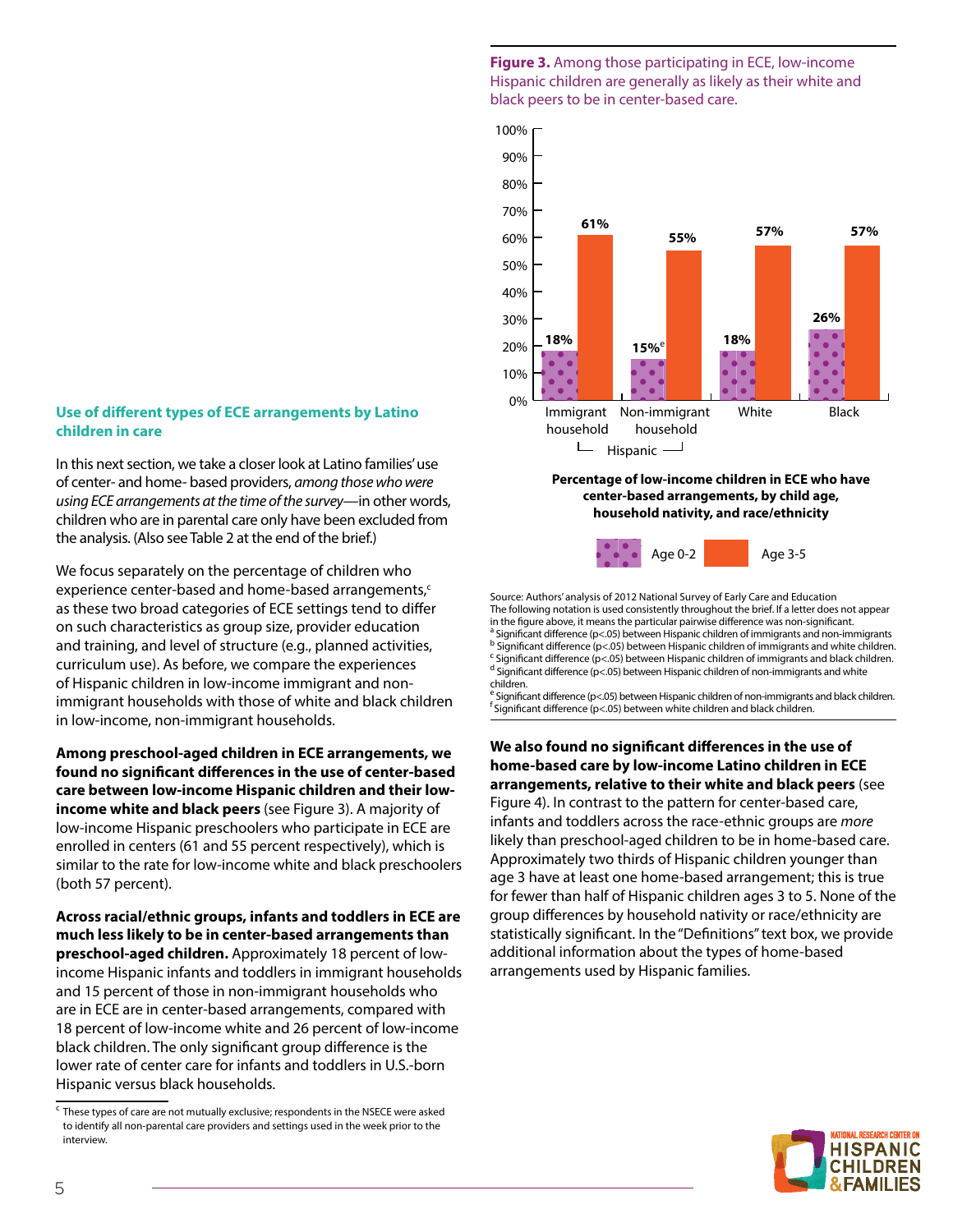## Use of different types of ECE arrangements by Latino children in care

In this next section, we take a closer look at Latino families' use of center- and home- based providers, *among those who were using ECE arrangements at the time of the survey*—in other words, children who are in parental care only have been excluded from the analysis. (Also see Table 2 at the end of the brief.)

We focus separately on the percentage of children who experience center-based and home-based arrangements,[c] as these two broad categories of ECE settings tend to differ on such characteristics as group size, provider education and training, and level of structure (e.g., planned activities, curriculum use). As before, we compare the experiences of Hispanic children in low-income immigrant and non-immigrant households with those of white and black children in low-income, non-immigrant households.

**Among preschool-aged children in ECE arrangements, we found no significant differences in the use of center-based care between low-income Hispanic children and their low-income white and black peers** (see Figure 3). A majority of low-income Hispanic preschoolers who participate in ECE are enrolled in centers (61 and 55 percent respectively), which is similar to the rate for low-income white and black preschoolers (both 57 percent).

**Across racial/ethnic groups, infants and toddlers in ECE are much less likely to be in center-based arrangements than preschool-aged children.** Approximately 18 percent of low-income Hispanic infants and toddlers in immigrant households and 15 percent of those in non-immigrant households who are in ECE are in center-based arrangements, compared with 18 percent of low-income white and 26 percent of low-income black children. The only significant group difference is the lower rate of center care for infants and toddlers in U.S.-born Hispanic versus black households.

[c] These types of care are not mutually exclusive; respondents in the NSECE were asked to identify all non-parental care providers and settings used in the week prior to the interview.

**Figure 3.** Among those participating in ECE, low-income Hispanic children are generally as likely as their white and black peers to be in center-based care.

**Percentage of low-income children in ECE who have center-based arrangements, by child age, household nativity, and race/ethnicity**

| | Hispanic: Immigrant household | Hispanic: Non-immigrant household | White | Black |
|---|---|---|---|---|
| Age 0-2 | 18% | 15%[e] | 18% | 26% |
| Age 3-5 | 61% | 55% | 57% | 57% |

Source: Authors' analysis of 2012 National Survey of Early Care and Education
The following notation is used consistently throughout the brief. If a letter does not appear in the figure above, it means the particular pairwise difference was non-significant.
[a] Significant difference (p<.05) between Hispanic children of immigrants and non-immigrants
[b] Significant difference (p<.05) between Hispanic children of immigrants and white children.
[c] Significant difference (p<.05) between Hispanic children of immigrants and black children.
[d] Significant difference (p<.05) between Hispanic children of non-immigrants and white children.
[e] Significant difference (p<.05) between Hispanic children of non-immigrants and black children.
[f] Significant difference (p<.05) between white children and black children.

**We also found no significant differences in the use of home-based care by low-income Latino children in ECE arrangements, relative to their white and black peers** (see Figure 4). In contrast to the pattern for center-based care, infants and toddlers across the race-ethnic groups are *more* likely than preschool-aged children to be in home-based care. Approximately two thirds of Hispanic children younger than age 3 have at least one home-based arrangement; this is true for fewer than half of Hispanic children ages 3 to 5. None of the group differences by household nativity or race/ethnicity are statistically significant. In the "Definitions" text box, we provide additional information about the types of home-based arrangements used by Hispanic families.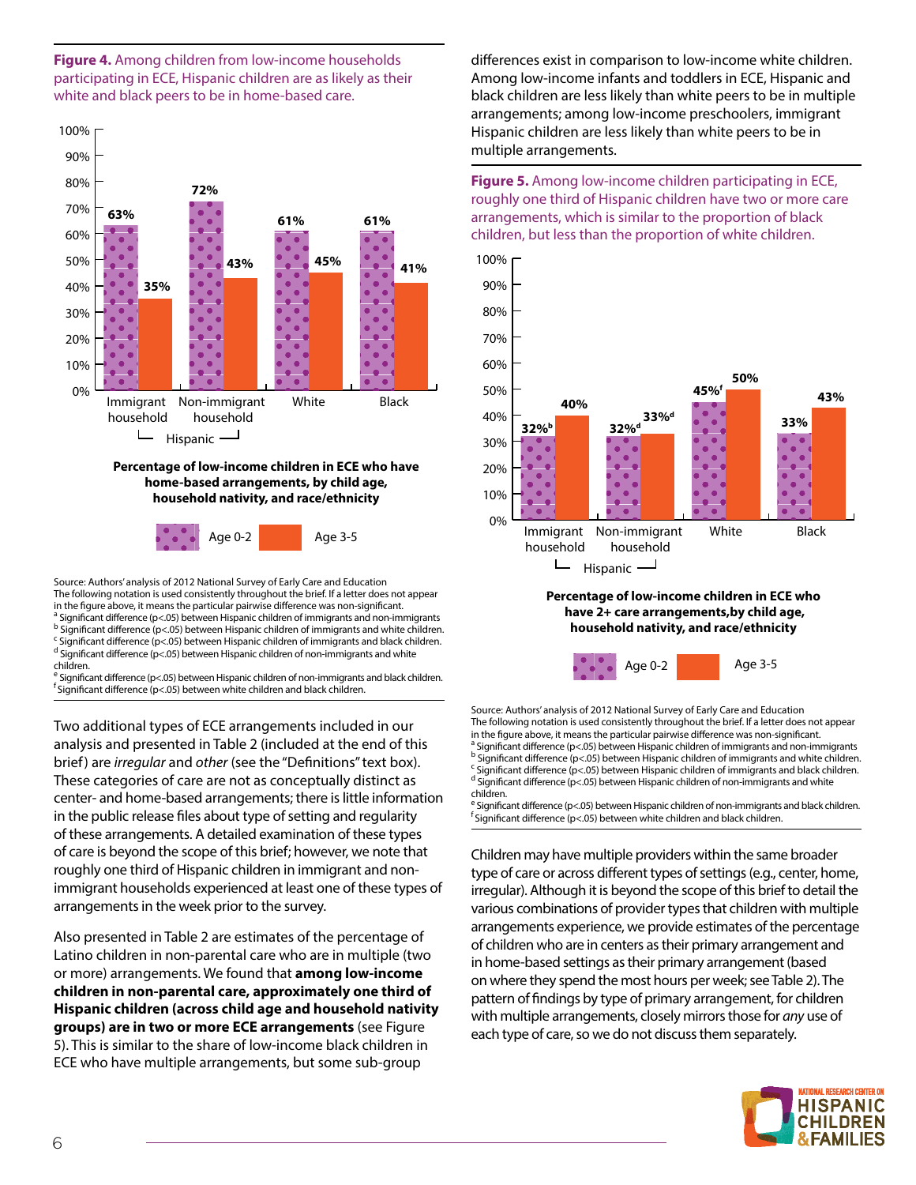**Figure 4.** Among children from low-income households participating in ECE, Hispanic children are as likely as their white and black peers to be in home-based care.

**Percentage of low-income children in ECE who have home-based arrangements, by child age, household nativity, and race/ethnicity**

| | Age 0-2 | Age 3-5 |
|---|---|---|
| Hispanic: Immigrant household | 63% | 35% |
| Hispanic: Non-immigrant household | 72% | 43% |
| White | 61% | 45% |
| Black | 61% | 41% |

Source: Authors' analysis of 2012 National Survey of Early Care and Education
The following notation is used consistently throughout the brief. If a letter does not appear in the figure above, it means the particular pairwise difference was non-significant.
[a] Significant difference (p<.05) between Hispanic children of immigrants and non-immigrants
[b] Significant difference (p<.05) between Hispanic children of immigrants and white children.
[c] Significant difference (p<.05) between Hispanic children of immigrants and black children.
[d] Significant difference (p<.05) between Hispanic children of non-immigrants and white children.
[e] Significant difference (p<.05) between Hispanic children of non-immigrants and black children.
[f] Significant difference (p<.05) between white children and black children.

Two additional types of ECE arrangements included in our analysis and presented in Table 2 (included at the end of this brief) are *irregular* and *other* (see the "Definitions" text box). These categories of care are not as conceptually distinct as center- and home-based arrangements; there is little information in the public release files about type of setting and regularity of these arrangements. A detailed examination of these types of care is beyond the scope of this brief; however, we note that roughly one third of Hispanic children in immigrant and non-immigrant households experienced at least one of these types of arrangements in the week prior to the survey.

Also presented in Table 2 are estimates of the percentage of Latino children in non-parental care who are in multiple (two or more) arrangements. We found that **among low-income children in non-parental care, approximately one third of Hispanic children (across child age and household nativity groups) are in two or more ECE arrangements** (see Figure 5). This is similar to the share of low-income black children in ECE who have multiple arrangements, but some sub-group differences exist in comparison to low-income white children. Among low-income infants and toddlers in ECE, Hispanic and black children are less likely than white peers to be in multiple arrangements; among low-income preschoolers, immigrant Hispanic children are less likely than white peers to be in multiple arrangements.

**Figure 5.** Among low-income children participating in ECE, roughly one third of Hispanic children have two or more care arrangements, which is similar to the proportion of black children, but less than the proportion of white children.

**Percentage of low-income children in ECE who have 2+ care arrangements, by child age, household nativity, and race/ethnicity**

| | Age 0-2 | Age 3-5 |
|---|---|---|
| Hispanic: Immigrant household | 32%[b] | 40% |
| Hispanic: Non-immigrant household | 32%[d] | 33%[d] |
| White | 45%[f] | 50% |
| Black | 33% | 43% |

Source: Authors' analysis of 2012 National Survey of Early Care and Education
The following notation is used consistently throughout the brief. If a letter does not appear in the figure above, it means the particular pairwise difference was non-significant.
[a] Significant difference (p<.05) between Hispanic children of immigrants and non-immigrants
[b] Significant difference (p<.05) between Hispanic children of immigrants and white children.
[c] Significant difference (p<.05) between Hispanic children of immigrants and black children.
[d] Significant difference (p<.05) between Hispanic children of non-immigrants and white children.
[e] Significant difference (p<.05) between Hispanic children of non-immigrants and black children.
[f] Significant difference (p<.05) between white children and black children.

Children may have multiple providers within the same broader type of care or across different types of settings (e.g., center, home, irregular). Although it is beyond the scope of this brief to detail the various combinations of provider types that children with multiple arrangements experience, we provide estimates of the percentage of children who are in centers as their primary arrangement and in home-based settings as their primary arrangement (based on where they spend the most hours per week; see Table 2). The pattern of findings by type of primary arrangement, for children with multiple arrangements, closely mirrors those for *any* use of each type of care, so we do not discuss them separately.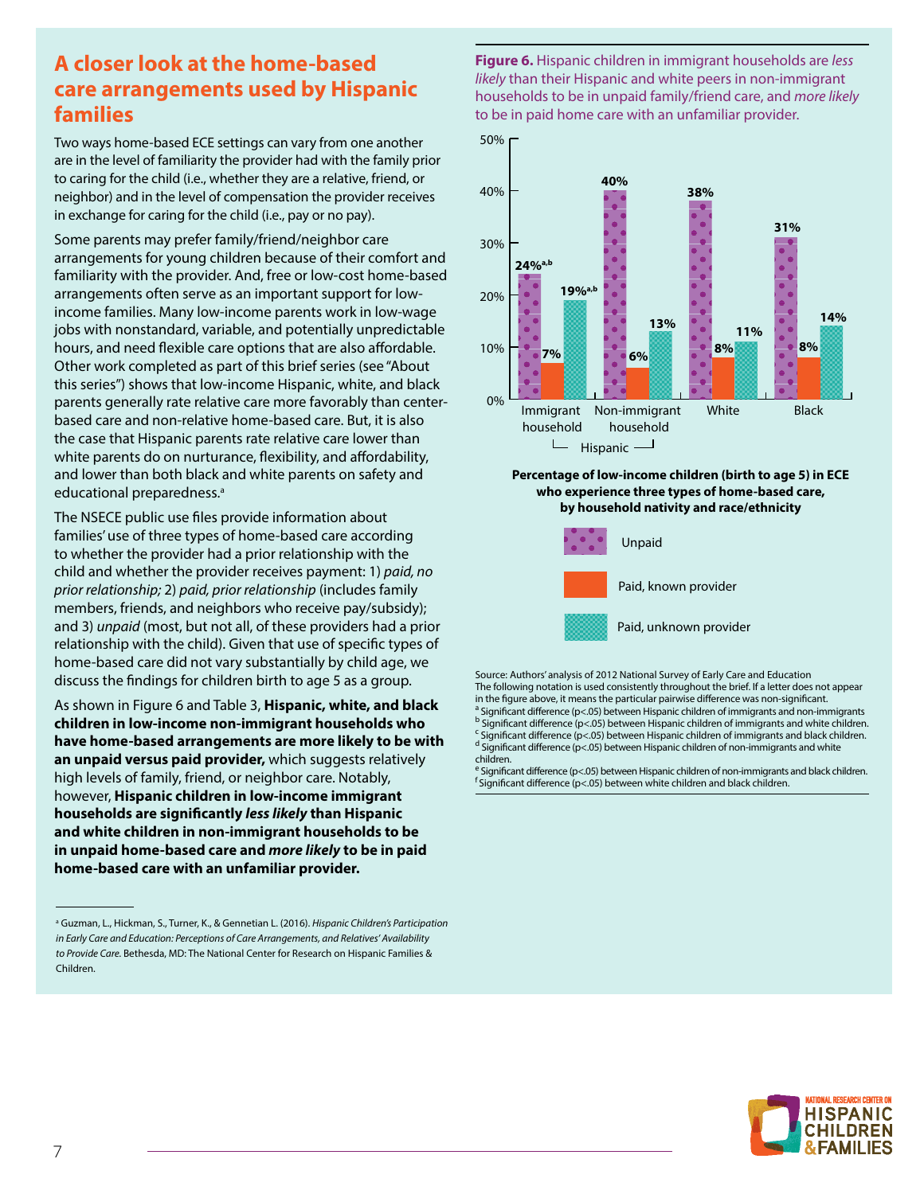## A closer look at the home-based care arrangements used by Hispanic families

Two ways home-based ECE settings can vary from one another are in the level of familiarity the provider had with the family prior to caring for the child (i.e., whether they are a relative, friend, or neighbor) and in the level of compensation the provider receives in exchange for caring for the child (i.e., pay or no pay).

Some parents may prefer family/friend/neighbor care arrangements for young children because of their comfort and familiarity with the provider. And, free or low-cost home-based arrangements often serve as an important support for low-income families. Many low-income parents work in low-wage jobs with nonstandard, variable, and potentially unpredictable hours, and need flexible care options that are also affordable. Other work completed as part of this brief series (see "About this series") shows that low-income Hispanic, white, and black parents generally rate relative care more favorably than center-based care and non-relative home-based care. But, it is also the case that Hispanic parents rate relative care lower than white parents do on nurturance, flexibility, and affordability, and lower than both black and white parents on safety and educational preparedness.[a]

The NSECE public use files provide information about families' use of three types of home-based care according to whether the provider had a prior relationship with the child and whether the provider receives payment: 1) *paid, no prior relationship;* 2) *paid, prior relationship* (includes family members, friends, and neighbors who receive pay/subsidy); and 3) *unpaid* (most, but not all, of these providers had a prior relationship with the child). Given that use of specific types of home-based care did not vary substantially by child age, we discuss the findings for children birth to age 5 as a group.

As shown in Figure 6 and Table 3, **Hispanic, white, and black children in low-income non-immigrant households who have home-based arrangements are more likely to be with an unpaid versus paid provider,** which suggests relatively high levels of family, friend, or neighbor care. Notably, however, **Hispanic children in low-income immigrant households are significantly *less likely* than Hispanic and white children in non-immigrant households to be in unpaid home-based care and *more likely* to be in paid home-based care with an unfamiliar provider.**

**Figure 6.** Hispanic children in immigrant households are *less likely* than their Hispanic and white peers in non-immigrant households to be in unpaid family/friend care, and *more likely* to be in paid home care with an unfamiliar provider.

**Percentage of low-income children (birth to age 5) in ECE who experience three types of home-based care, by household nativity and race/ethnicity**

| | Hispanic: Immigrant household | Hispanic: Non-immigrant household | White | Black |
|---|---|---|---|---|
| Unpaid | 24%[a,b] | 40% | 38% | 31% |
| Paid, known provider | 7% | 6% | 8% | 8% |
| Paid, unknown provider | 19%[a,b] | 13% | 11% | 14% |

Source: Authors' analysis of 2012 National Survey of Early Care and Education
The following notation is used consistently throughout the brief. If a letter does not appear in the figure above, it means the particular pairwise difference was non-significant.
[a] Significant difference (p<.05) between Hispanic children of immigrants and non-immigrants
[b] Significant difference (p<.05) between Hispanic children of immigrants and white children.
[c] Significant difference (p<.05) between Hispanic children of immigrants and black children.
[d] Significant difference (p<.05) between Hispanic children of non-immigrants and white children.
[e] Significant difference (p<.05) between Hispanic children of non-immigrants and black children.
[f] Significant difference (p<.05) between white children and black children.

---

[a] Guzman, L., Hickman, S., Turner, K., & Gennetian L. (2016). *Hispanic Children's Participation in Early Care and Education: Perceptions of Care Arrangements, and Relatives' Availability to Provide Care.* Bethesda, MD: The National Center for Research on Hispanic Families & Children.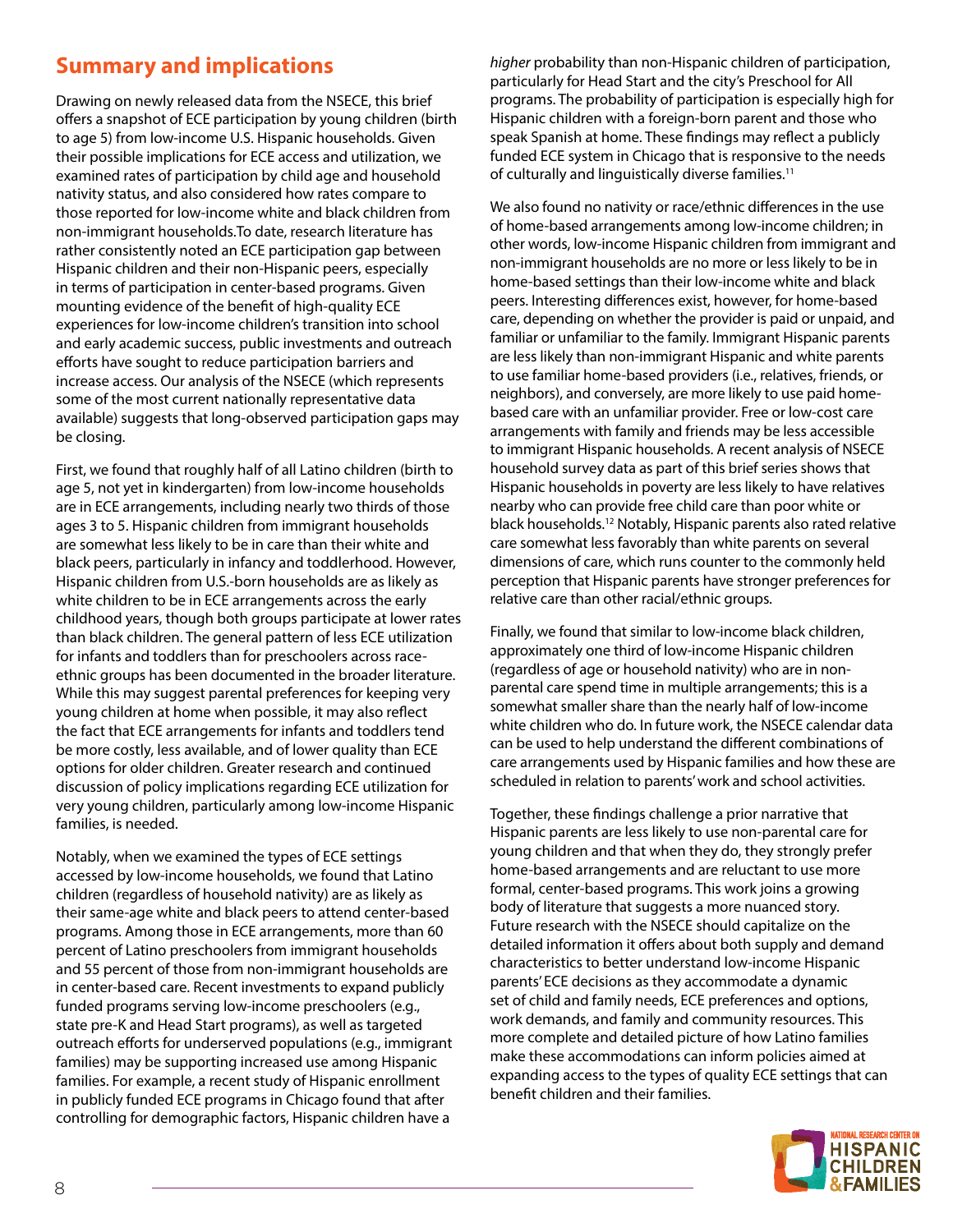## Summary and implications

Drawing on newly released data from the NSECE, this brief offers a snapshot of ECE participation by young children (birth to age 5) from low-income U.S. Hispanic households. Given their possible implications for ECE access and utilization, we examined rates of participation by child age and household nativity status, and also considered how rates compare to those reported for low-income white and black children from non-immigrant households.To date, research literature has rather consistently noted an ECE participation gap between Hispanic children and their non-Hispanic peers, especially in terms of participation in center-based programs. Given mounting evidence of the benefit of high-quality ECE experiences for low-income children's transition into school and early academic success, public investments and outreach efforts have sought to reduce participation barriers and increase access. Our analysis of the NSECE (which represents some of the most current nationally representative data available) suggests that long-observed participation gaps may be closing.

First, we found that roughly half of all Latino children (birth to age 5, not yet in kindergarten) from low-income households are in ECE arrangements, including nearly two thirds of those ages 3 to 5. Hispanic children from immigrant households are somewhat less likely to be in care than their white and black peers, particularly in infancy and toddlerhood. However, Hispanic children from U.S.-born households are as likely as white children to be in ECE arrangements across the early childhood years, though both groups participate at lower rates than black children. The general pattern of less ECE utilization for infants and toddlers than for preschoolers across race-ethnic groups has been documented in the broader literature. While this may suggest parental preferences for keeping very young children at home when possible, it may also reflect the fact that ECE arrangements for infants and toddlers tend be more costly, less available, and of lower quality than ECE options for older children. Greater research and continued discussion of policy implications regarding ECE utilization for very young children, particularly among low-income Hispanic families, is needed.

Notably, when we examined the types of ECE settings accessed by low-income households, we found that Latino children (regardless of household nativity) are as likely as their same-age white and black peers to attend center-based programs. Among those in ECE arrangements, more than 60 percent of Latino preschoolers from immigrant households and 55 percent of those from non-immigrant households are in center-based care. Recent investments to expand publicly funded programs serving low-income preschoolers (e.g., state pre-K and Head Start programs), as well as targeted outreach efforts for underserved populations (e.g., immigrant families) may be supporting increased use among Hispanic families. For example, a recent study of Hispanic enrollment in publicly funded ECE programs in Chicago found that after controlling for demographic factors, Hispanic children have a *higher* probability than non-Hispanic children of participation, particularly for Head Start and the city's Preschool for All programs. The probability of participation is especially high for Hispanic children with a foreign-born parent and those who speak Spanish at home. These findings may reflect a publicly funded ECE system in Chicago that is responsive to the needs of culturally and linguistically diverse families.[11]

We also found no nativity or race/ethnic differences in the use of home-based arrangements among low-income children; in other words, low-income Hispanic children from immigrant and non-immigrant households are no more or less likely to be in home-based settings than their low-income white and black peers. Interesting differences exist, however, for home-based care, depending on whether the provider is paid or unpaid, and familiar or unfamiliar to the family. Immigrant Hispanic parents are less likely than non-immigrant Hispanic and white parents to use familiar home-based providers (i.e., relatives, friends, or neighbors), and conversely, are more likely to use paid home-based care with an unfamiliar provider. Free or low-cost care arrangements with family and friends may be less accessible to immigrant Hispanic households. A recent analysis of NSECE household survey data as part of this brief series shows that Hispanic households in poverty are less likely to have relatives nearby who can provide free child care than poor white or black households.[12] Notably, Hispanic parents also rated relative care somewhat less favorably than white parents on several dimensions of care, which runs counter to the commonly held perception that Hispanic parents have stronger preferences for relative care than other racial/ethnic groups.

Finally, we found that similar to low-income black children, approximately one third of low-income Hispanic children (regardless of age or household nativity) who are in non-parental care spend time in multiple arrangements; this is a somewhat smaller share than the nearly half of low-income white children who do. In future work, the NSECE calendar data can be used to help understand the different combinations of care arrangements used by Hispanic families and how these are scheduled in relation to parents' work and school activities.

Together, these findings challenge a prior narrative that Hispanic parents are less likely to use non-parental care for young children and that when they do, they strongly prefer home-based arrangements and are reluctant to use more formal, center-based programs. This work joins a growing body of literature that suggests a more nuanced story. Future research with the NSECE should capitalize on the detailed information it offers about both supply and demand characteristics to better understand low-income Hispanic parents' ECE decisions as they accommodate a dynamic set of child and family needs, ECE preferences and options, work demands, and family and community resources. This more complete and detailed picture of how Latino families make these accommodations can inform policies aimed at expanding access to the types of quality ECE settings that can benefit children and their families.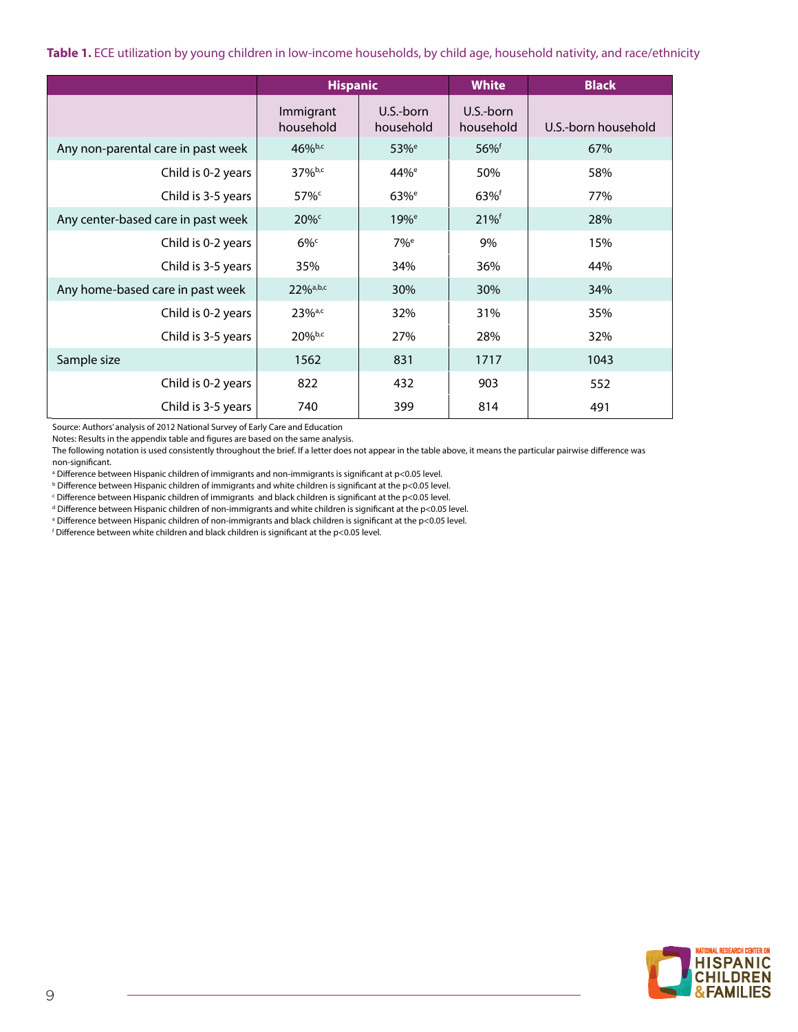**Table 1.** ECE utilization by young children in low-income households, by child age, household nativity, and race/ethnicity

| | Hispanic | | White | Black |
|---|---|---|---|---|
| | Immigrant household | U.S.-born household | U.S.-born household | U.S.-born household |
| Any non-parental care in past week | 46%[b,c] | 53%[e] | 56%[f] | 67% |
| Child is 0-2 years | 37%[b,c] | 44%[e] | 50% | 58% |
| Child is 3-5 years | 57%[c] | 63%[e] | 63%[f] | 77% |
| Any center-based care in past week | 20%[c] | 19%[e] | 21%[f] | 28% |
| Child is 0-2 years | 6%[c] | 7%[e] | 9% | 15% |
| Child is 3-5 years | 35% | 34% | 36% | 44% |
| Any home-based care in past week | 22%[a,b,c] | 30% | 30% | 34% |
| Child is 0-2 years | 23%[a,c] | 32% | 31% | 35% |
| Child is 3-5 years | 20%[b,c] | 27% | 28% | 32% |
| Sample size | 1562 | 831 | 1717 | 1043 |
| Child is 0-2 years | 822 | 432 | 903 | 552 |
| Child is 3-5 years | 740 | 399 | 814 | 491 |

Source: Authors' analysis of 2012 National Survey of Early Care and Education

Notes: Results in the appendix table and figures are based on the same analysis.

The following notation is used consistently throughout the brief. If a letter does not appear in the table above, it means the particular pairwise difference was non-significant.

[a] Difference between Hispanic children of immigrants and non-immigrants is significant at $p<0.05$ level.

[b] Difference between Hispanic children of immigrants and white children is significant at the $p<0.05$ level.

[c] Difference between Hispanic children of immigrants and black children is significant at the $p<0.05$ level.

[d] Difference between Hispanic children of non-immigrants and white children is significant at the $p<0.05$ level.

[e] Difference between Hispanic children of non-immigrants and black children is significant at the $p<0.05$ level.

[f] Difference between white children and black children is significant at the $p<0.05$ level.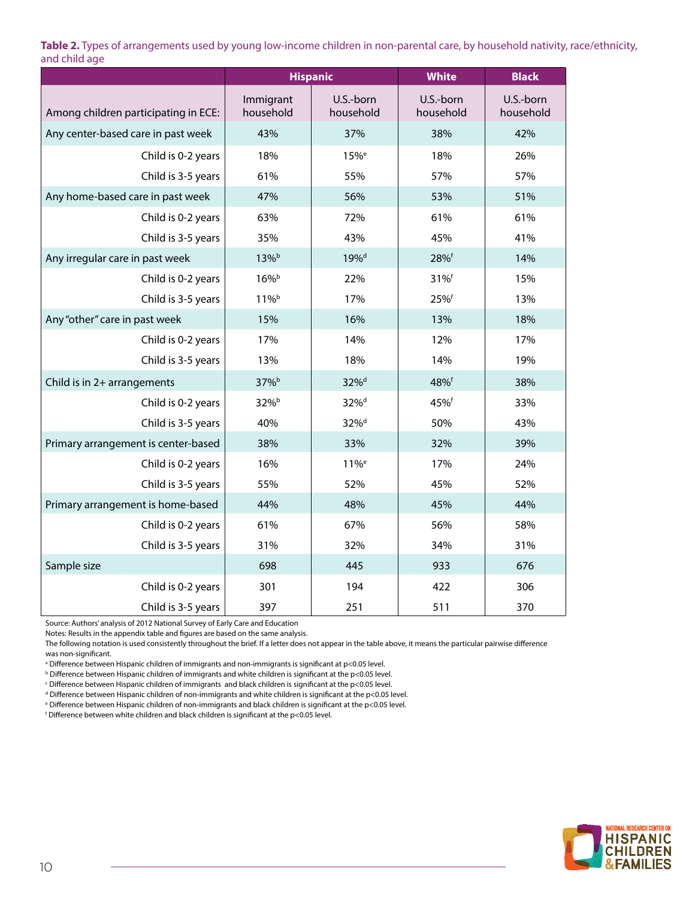**Table 2.** Types of arrangements used by young low-income children in non-parental care, by household nativity, race/ethnicity, and child age

| | Hispanic | | White | Black |
|---|---|---|---|---|
| Among children participating in ECE: | Immigrant household | U.S.-born household | U.S.-born household | U.S.-born household |
| Any center-based care in past week | 43% | 37% | 38% | 42% |
| Child is 0-2 years | 18% | 15%[e] | 18% | 26% |
| Child is 3-5 years | 61% | 55% | 57% | 57% |
| Any home-based care in past week | 47% | 56% | 53% | 51% |
| Child is 0-2 years | 63% | 72% | 61% | 61% |
| Child is 3-5 years | 35% | 43% | 45% | 41% |
| Any irregular care in past week | 13%[b] | 19%[d] | 28%[f] | 14% |
| Child is 0-2 years | 16%[b] | 22% | 31%[f] | 15% |
| Child is 3-5 years | 11%[b] | 17% | 25%[f] | 13% |
| Any "other" care in past week | 15% | 16% | 13% | 18% |
| Child is 0-2 years | 17% | 14% | 12% | 17% |
| Child is 3-5 years | 13% | 18% | 14% | 19% |
| Child is in 2+ arrangements | 37%[b] | 32%[d] | 48%[f] | 38% |
| Child is 0-2 years | 32%[b] | 32%[d] | 45%[f] | 33% |
| Child is 3-5 years | 40% | 32%[d] | 50% | 43% |
| Primary arrangement is center-based | 38% | 33% | 32% | 39% |
| Child is 0-2 years | 16% | 11%[e] | 17% | 24% |
| Child is 3-5 years | 55% | 52% | 45% | 52% |
| Primary arrangement is home-based | 44% | 48% | 45% | 44% |
| Child is 0-2 years | 61% | 67% | 56% | 58% |
| Child is 3-5 years | 31% | 32% | 34% | 31% |
| Sample size | 698 | 445 | 933 | 676 |
| Child is 0-2 years | 301 | 194 | 422 | 306 |
| Child is 3-5 years | 397 | 251 | 511 | 370 |

Source: Authors' analysis of 2012 National Survey of Early Care and Education

Notes: Results in the appendix table and figures are based on the same analysis.

The following notation is used consistently throughout the brief. If a letter does not appear in the table above, it means the particular pairwise difference was non-significant.

[a] Difference between Hispanic children of immigrants and non-immigrants is significant at $p<0.05$ level.

[b] Difference between Hispanic children of immigrants and white children is significant at the $p<0.05$ level.

[c] Difference between Hispanic children of immigrants and black children is significant at the $p<0.05$ level.

[d] Difference between Hispanic children of non-immigrants and white children is significant at the $p<0.05$ level.

[e] Difference between Hispanic children of non-immigrants and black children is significant at the $p<0.05$ level.

[f] Difference between white children and black children is significant at the $p<0.05$ level.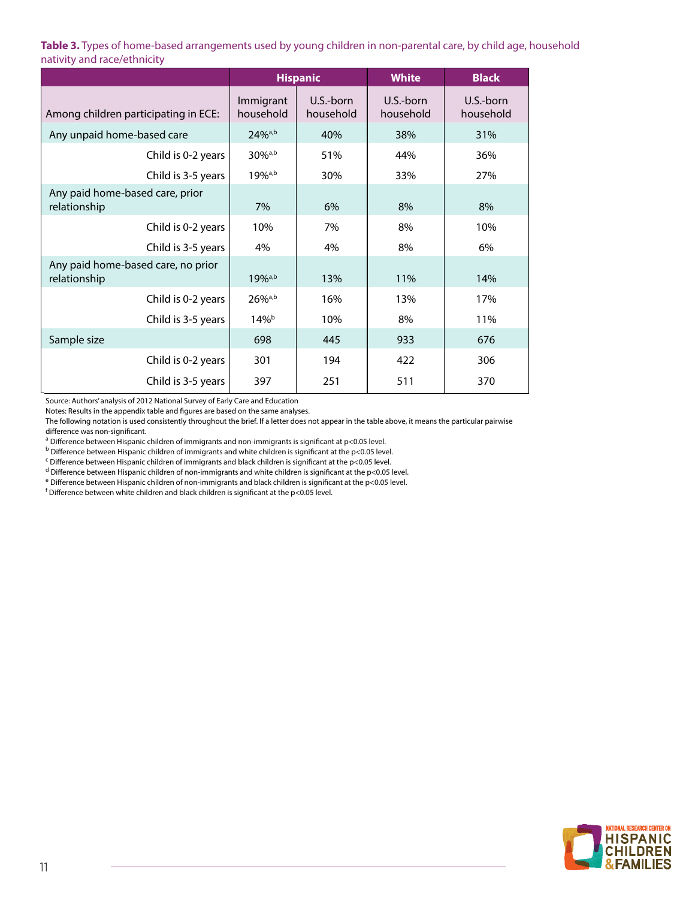**Table 3.** Types of home-based arrangements used by young children in non-parental care, by child age, household nativity and race/ethnicity

| | Hispanic | | White | Black |
|---|---|---|---|---|
| Among children participating in ECE: | Immigrant household | U.S.-born household | U.S.-born household | U.S.-born household |
| Any unpaid home-based care | 24%[a,b] | 40% | 38% | 31% |
| Child is 0-2 years | 30%[a,b] | 51% | 44% | 36% |
| Child is 3-5 years | 19%[a,b] | 30% | 33% | 27% |
| Any paid home-based care, prior relationship | 7% | 6% | 8% | 8% |
| Child is 0-2 years | 10% | 7% | 8% | 10% |
| Child is 3-5 years | 4% | 4% | 8% | 6% |
| Any paid home-based care, no prior relationship | 19%[a,b] | 13% | 11% | 14% |
| Child is 0-2 years | 26%[a,b] | 16% | 13% | 17% |
| Child is 3-5 years | 14%[b] | 10% | 8% | 11% |
| Sample size | 698 | 445 | 933 | 676 |
| Child is 0-2 years | 301 | 194 | 422 | 306 |
| Child is 3-5 years | 397 | 251 | 511 | 370 |

Source: Authors' analysis of 2012 National Survey of Early Care and Education

Notes: Results in the appendix table and figures are based on the same analyses.

The following notation is used consistently throughout the brief. If a letter does not appear in the table above, it means the particular pairwise difference was non-significant.

[a] Difference between Hispanic children of immigrants and non-immigrants is significant at $p<0.05$ level.

[b] Difference between Hispanic children of immigrants and white children is significant at the $p<0.05$ level.

[c] Difference between Hispanic children of immigrants and black children is significant at the $p<0.05$ level.

[d] Difference between Hispanic children of non-immigrants and white children is significant at the $p<0.05$ level.

[e] Difference between Hispanic children of non-immigrants and black children is significant at the $p<0.05$ level.

[f] Difference between white children and black children is significant at the $p<0.05$ level.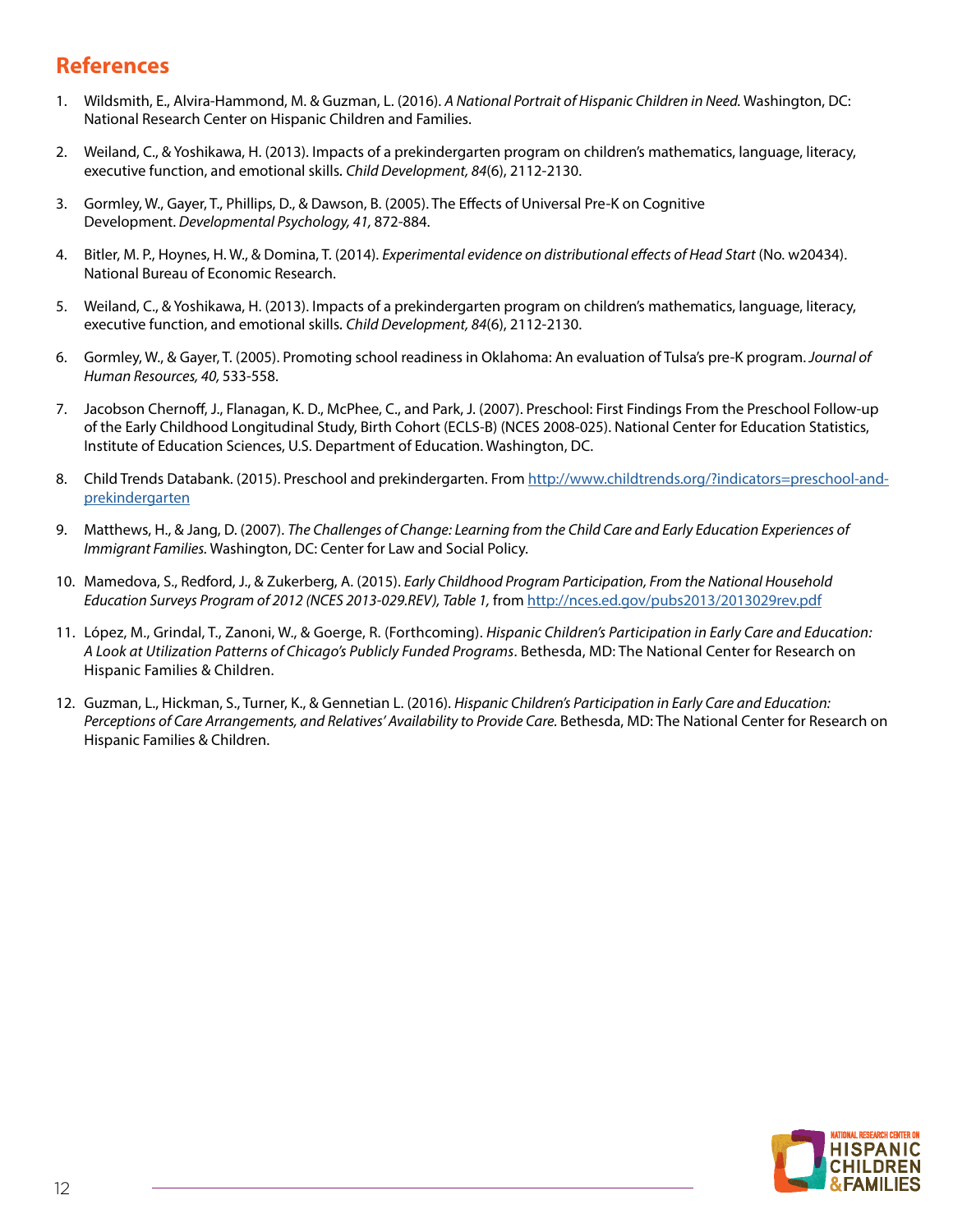## References

1. Wildsmith, E., Alvira-Hammond, M. & Guzman, L. (2016). *A National Portrait of Hispanic Children in Need.* Washington, DC: National Research Center on Hispanic Children and Families.
2. Weiland, C., & Yoshikawa, H. (2013). Impacts of a prekindergarten program on children's mathematics, language, literacy, executive function, and emotional skills. *Child Development, 84*(6), 2112-2130.
3. Gormley, W., Gayer, T., Phillips, D., & Dawson, B. (2005). The Effects of Universal Pre-K on Cognitive Development. *Developmental Psychology, 41,* 872-884.
4. Bitler, M. P., Hoynes, H. W., & Domina, T. (2014). *Experimental evidence on distributional effects of Head Start* (No. w20434). National Bureau of Economic Research.
5. Weiland, C., & Yoshikawa, H. (2013). Impacts of a prekindergarten program on children's mathematics, language, literacy, executive function, and emotional skills. *Child Development, 84*(6), 2112-2130.
6. Gormley, W., & Gayer, T. (2005). Promoting school readiness in Oklahoma: An evaluation of Tulsa's pre-K program. *Journal of Human Resources, 40,* 533-558.
7. Jacobson Chernoff, J., Flanagan, K. D., McPhee, C., and Park, J. (2007). Preschool: First Findings From the Preschool Follow-up of the Early Childhood Longitudinal Study, Birth Cohort (ECLS-B) (NCES 2008-025). National Center for Education Statistics, Institute of Education Sciences, U.S. Department of Education. Washington, DC.
8. Child Trends Databank. (2015). Preschool and prekindergarten. From http://www.childtrends.org/?indicators=preschool-and-prekindergarten
9. Matthews, H., & Jang, D. (2007). *The Challenges of Change: Learning from the Child Care and Early Education Experiences of Immigrant Families.* Washington, DC: Center for Law and Social Policy.
10. Mamedova, S., Redford, J., & Zukerberg, A. (2015). *Early Childhood Program Participation, From the National Household Education Surveys Program of 2012 (NCES 2013-029.REV), Table 1,* from http://nces.ed.gov/pubs2013/2013029rev.pdf
11. López, M., Grindal, T., Zanoni, W., & Goerge, R. (Forthcoming). *Hispanic Children's Participation in Early Care and Education: A Look at Utilization Patterns of Chicago's Publicly Funded Programs*. Bethesda, MD: The National Center for Research on Hispanic Families & Children.
12. Guzman, L., Hickman, S., Turner, K., & Gennetian L. (2016). *Hispanic Children's Participation in Early Care and Education: Perceptions of Care Arrangements, and Relatives' Availability to Provide Care.* Bethesda, MD: The National Center for Research on Hispanic Families & Children.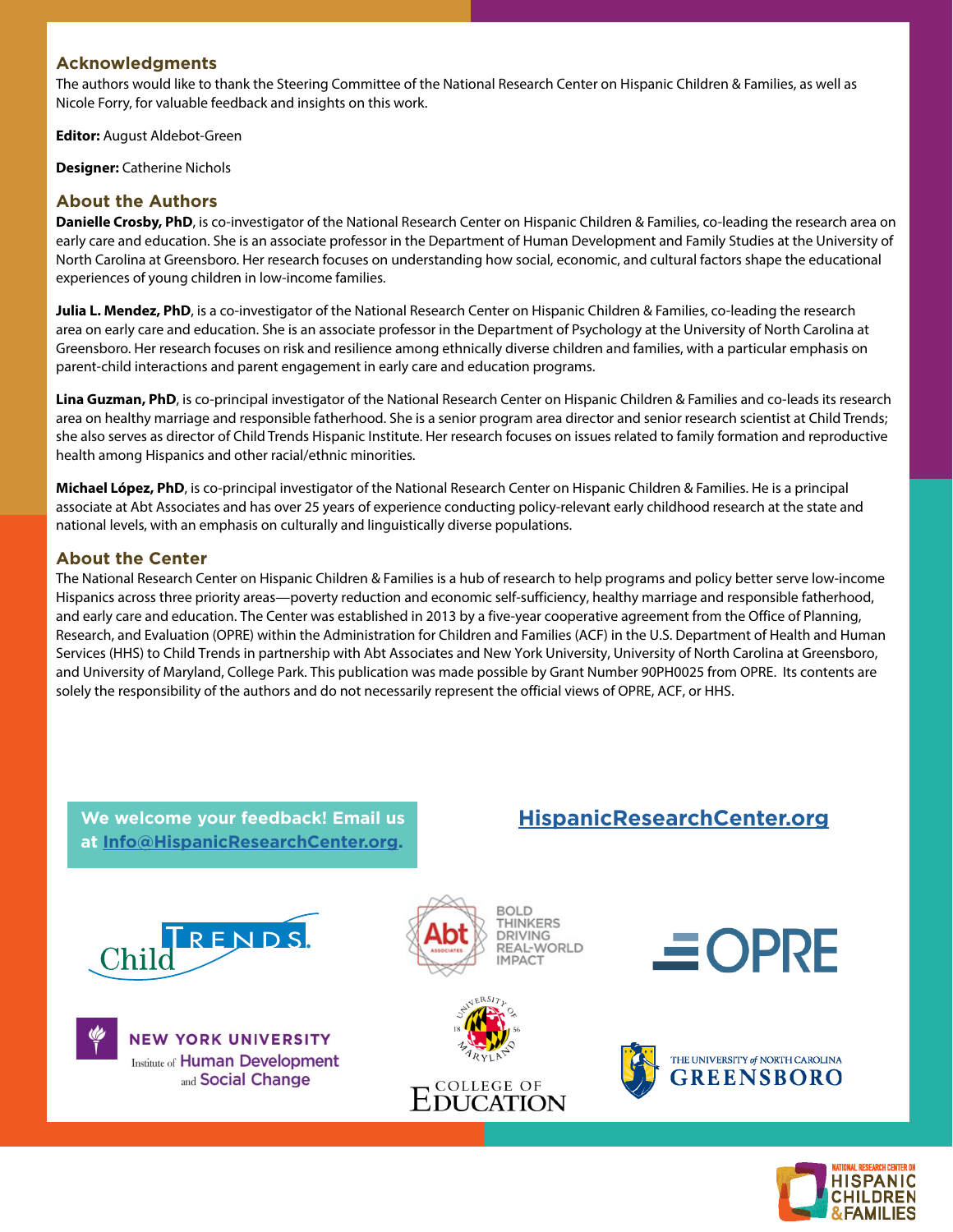## Acknowledgments

The authors would like to thank the Steering Committee of the National Research Center on Hispanic Children & Families, as well as Nicole Forry, for valuable feedback and insights on this work.

**Editor:** August Aldebot-Green

**Designer:** Catherine Nichols

## About the Authors

**Danielle Crosby, PhD**, is co-investigator of the National Research Center on Hispanic Children & Families, co-leading the research area on early care and education. She is an associate professor in the Department of Human Development and Family Studies at the University of North Carolina at Greensboro. Her research focuses on understanding how social, economic, and cultural factors shape the educational experiences of young children in low-income families.

**Julia L. Mendez, PhD**, is a co-investigator of the National Research Center on Hispanic Children & Families, co-leading the research area on early care and education. She is an associate professor in the Department of Psychology at the University of North Carolina at Greensboro. Her research focuses on risk and resilience among ethnically diverse children and families, with a particular emphasis on parent-child interactions and parent engagement in early care and education programs.

**Lina Guzman, PhD**, is co-principal investigator of the National Research Center on Hispanic Children & Families and co-leads its research area on healthy marriage and responsible fatherhood. She is a senior program area director and senior research scientist at Child Trends; she also serves as director of Child Trends Hispanic Institute. Her research focuses on issues related to family formation and reproductive health among Hispanics and other racial/ethnic minorities.

**Michael López, PhD**, is co-principal investigator of the National Research Center on Hispanic Children & Families. He is a principal associate at Abt Associates and has over 25 years of experience conducting policy-relevant early childhood research at the state and national levels, with an emphasis on culturally and linguistically diverse populations.

## About the Center

The National Research Center on Hispanic Children & Families is a hub of research to help programs and policy better serve low-income Hispanics across three priority areas—poverty reduction and economic self-sufficiency, healthy marriage and responsible fatherhood, and early care and education. The Center was established in 2013 by a five-year cooperative agreement from the Office of Planning, Research, and Evaluation (OPRE) within the Administration for Children and Families (ACF) in the U.S. Department of Health and Human Services (HHS) to Child Trends in partnership with Abt Associates and New York University, University of North Carolina at Greensboro, and University of Maryland, College Park. This publication was made possible by Grant Number 90PH0025 from OPRE. Its contents are solely the responsibility of the authors and do not necessarily represent the official views of OPRE, ACF, or HHS.

**We welcome your feedback! Email us at Info@HispanicResearchCenter.org.**

**HispanicResearchCenter.org**